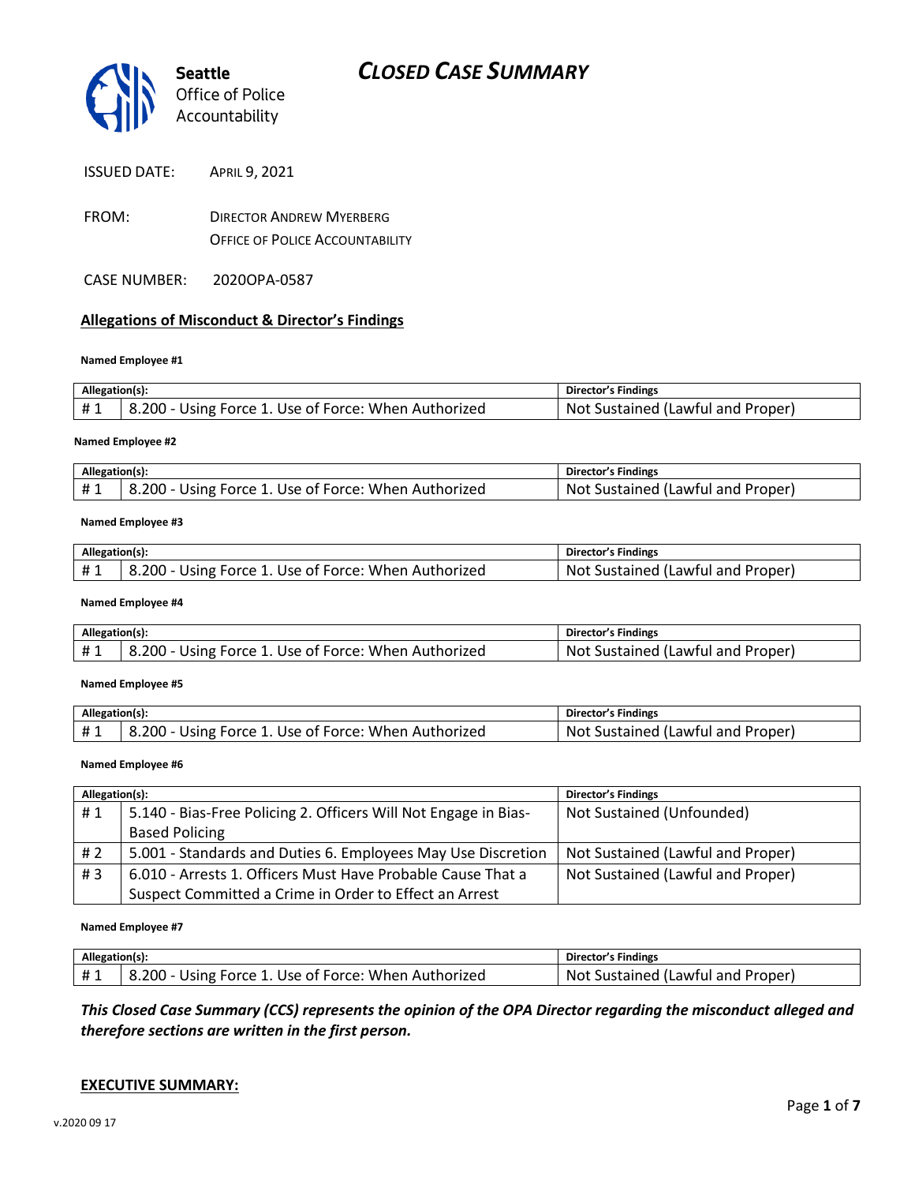Seattle Office of Police Accountability

# CLOSED CASE SUMMARY

ISSUED DATE: APRIL 9, 2021

FROM: DIRECTOR ANDREW MYERBERG
OFFICE OF POLICE ACCOUNTABILITY

CASE NUMBER: 2020OPA-0587

## Allegations of Misconduct & Director's Findings

**Named Employee #1**

| Allegation(s): | | Director's Findings |
|---|---|---|
| # 1 | 8.200 - Using Force 1. Use of Force: When Authorized | Not Sustained (Lawful and Proper) |

**Named Employee #2**

| Allegation(s): | | Director's Findings |
|---|---|---|
| # 1 | 8.200 - Using Force 1. Use of Force: When Authorized | Not Sustained (Lawful and Proper) |

**Named Employee #3**

| Allegation(s): | | Director's Findings |
|---|---|---|
| # 1 | 8.200 - Using Force 1. Use of Force: When Authorized | Not Sustained (Lawful and Proper) |

**Named Employee #4**

| Allegation(s): | | Director's Findings |
|---|---|---|
| # 1 | 8.200 - Using Force 1. Use of Force: When Authorized | Not Sustained (Lawful and Proper) |

**Named Employee #5**

| Allegation(s): | | Director's Findings |
|---|---|---|
| # 1 | 8.200 - Using Force 1. Use of Force: When Authorized | Not Sustained (Lawful and Proper) |

**Named Employee #6**

| Allegation(s): | | Director's Findings |
|---|---|---|
| # 1 | 5.140 - Bias-Free Policing 2. Officers Will Not Engage in Bias-Based Policing | Not Sustained (Unfounded) |
| # 2 | 5.001 - Standards and Duties 6. Employees May Use Discretion | Not Sustained (Lawful and Proper) |
| # 3 | 6.010 - Arrests 1. Officers Must Have Probable Cause That a Suspect Committed a Crime in Order to Effect an Arrest | Not Sustained (Lawful and Proper) |

**Named Employee #7**

| Allegation(s): | | Director's Findings |
|---|---|---|
| # 1 | 8.200 - Using Force 1. Use of Force: When Authorized | Not Sustained (Lawful and Proper) |

***This Closed Case Summary (CCS) represents the opinion of the OPA Director regarding the misconduct alleged and therefore sections are written in the first person.***

**EXECUTIVE SUMMARY:**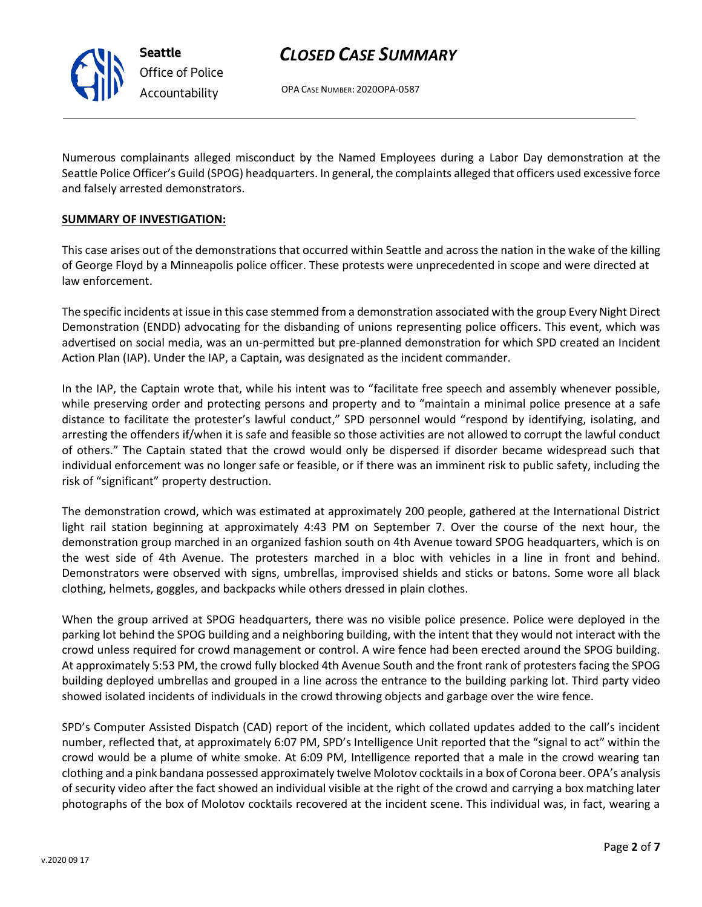Numerous complainants alleged misconduct by the Named Employees during a Labor Day demonstration at the Seattle Police Officer's Guild (SPOG) headquarters. In general, the complaints alleged that officers used excessive force and falsely arrested demonstrators.

**SUMMARY OF INVESTIGATION:**

This case arises out of the demonstrations that occurred within Seattle and across the nation in the wake of the killing of George Floyd by a Minneapolis police officer. These protests were unprecedented in scope and were directed at law enforcement.

The specific incidents at issue in this case stemmed from a demonstration associated with the group Every Night Direct Demonstration (ENDD) advocating for the disbanding of unions representing police officers. This event, which was advertised on social media, was an un-permitted but pre-planned demonstration for which SPD created an Incident Action Plan (IAP). Under the IAP, a Captain, was designated as the incident commander.

In the IAP, the Captain wrote that, while his intent was to "facilitate free speech and assembly whenever possible, while preserving order and protecting persons and property and to "maintain a minimal police presence at a safe distance to facilitate the protester's lawful conduct," SPD personnel would "respond by identifying, isolating, and arresting the offenders if/when it is safe and feasible so those activities are not allowed to corrupt the lawful conduct of others." The Captain stated that the crowd would only be dispersed if disorder became widespread such that individual enforcement was no longer safe or feasible, or if there was an imminent risk to public safety, including the risk of "significant" property destruction.

The demonstration crowd, which was estimated at approximately 200 people, gathered at the International District light rail station beginning at approximately 4:43 PM on September 7. Over the course of the next hour, the demonstration group marched in an organized fashion south on 4th Avenue toward SPOG headquarters, which is on the west side of 4th Avenue. The protesters marched in a bloc with vehicles in a line in front and behind. Demonstrators were observed with signs, umbrellas, improvised shields and sticks or batons. Some wore all black clothing, helmets, goggles, and backpacks while others dressed in plain clothes.

When the group arrived at SPOG headquarters, there was no visible police presence. Police were deployed in the parking lot behind the SPOG building and a neighboring building, with the intent that they would not interact with the crowd unless required for crowd management or control. A wire fence had been erected around the SPOG building. At approximately 5:53 PM, the crowd fully blocked 4th Avenue South and the front rank of protesters facing the SPOG building deployed umbrellas and grouped in a line across the entrance to the building parking lot. Third party video showed isolated incidents of individuals in the crowd throwing objects and garbage over the wire fence.

SPD's Computer Assisted Dispatch (CAD) report of the incident, which collated updates added to the call's incident number, reflected that, at approximately 6:07 PM, SPD's Intelligence Unit reported that the "signal to act" within the crowd would be a plume of white smoke. At 6:09 PM, Intelligence reported that a male in the crowd wearing tan clothing and a pink bandana possessed approximately twelve Molotov cocktails in a box of Corona beer. OPA's analysis of security video after the fact showed an individual visible at the right of the crowd and carrying a box matching later photographs of the box of Molotov cocktails recovered at the incident scene. This individual was, in fact, wearing a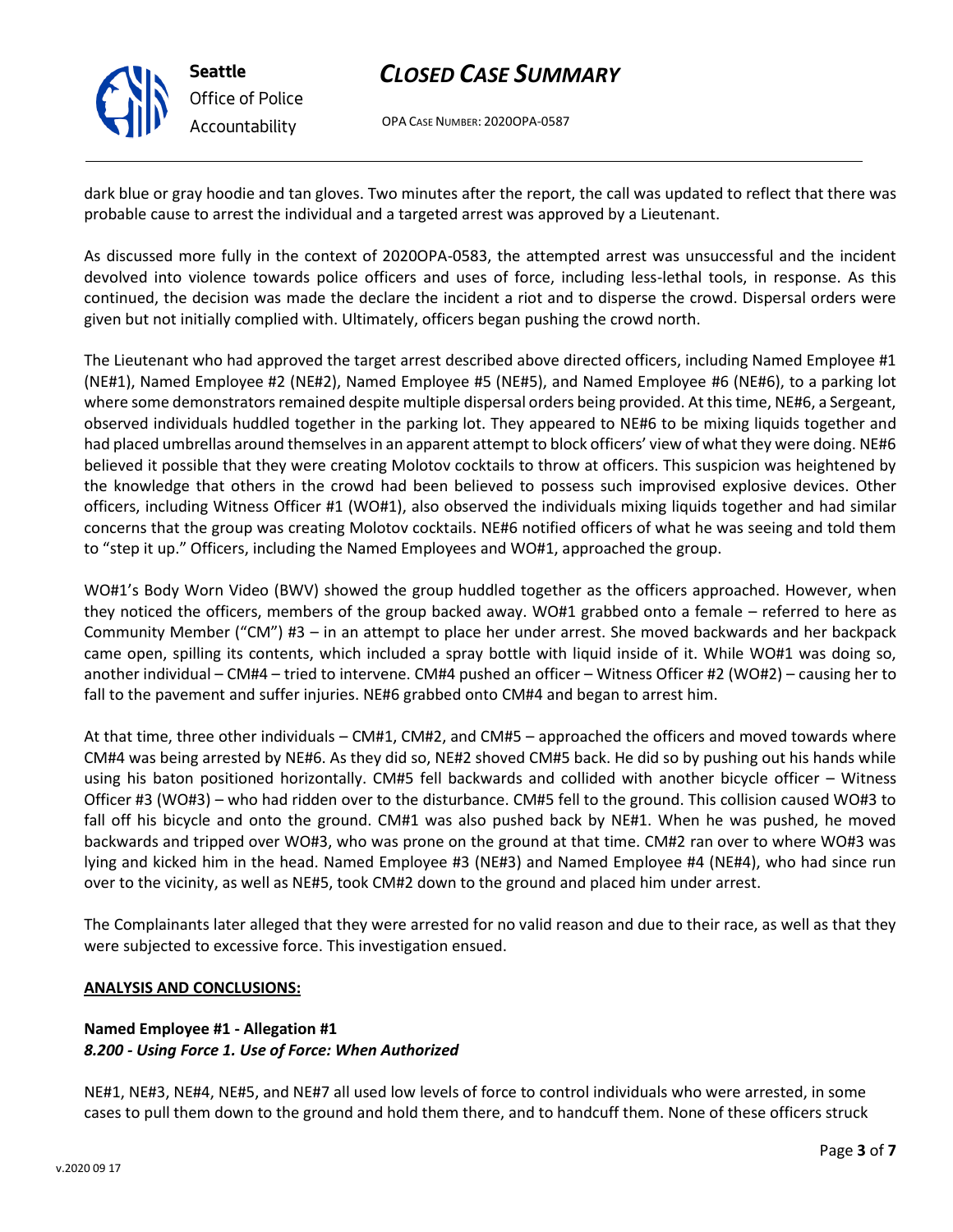dark blue or gray hoodie and tan gloves. Two minutes after the report, the call was updated to reflect that there was probable cause to arrest the individual and a targeted arrest was approved by a Lieutenant.

As discussed more fully in the context of 2020OPA-0583, the attempted arrest was unsuccessful and the incident devolved into violence towards police officers and uses of force, including less-lethal tools, in response. As this continued, the decision was made the declare the incident a riot and to disperse the crowd. Dispersal orders were given but not initially complied with. Ultimately, officers began pushing the crowd north.

The Lieutenant who had approved the target arrest described above directed officers, including Named Employee #1 (NE#1), Named Employee #2 (NE#2), Named Employee #5 (NE#5), and Named Employee #6 (NE#6), to a parking lot where some demonstrators remained despite multiple dispersal orders being provided. At this time, NE#6, a Sergeant, observed individuals huddled together in the parking lot. They appeared to NE#6 to be mixing liquids together and had placed umbrellas around themselves in an apparent attempt to block officers' view of what they were doing. NE#6 believed it possible that they were creating Molotov cocktails to throw at officers. This suspicion was heightened by the knowledge that others in the crowd had been believed to possess such improvised explosive devices. Other officers, including Witness Officer #1 (WO#1), also observed the individuals mixing liquids together and had similar concerns that the group was creating Molotov cocktails. NE#6 notified officers of what he was seeing and told them to "step it up." Officers, including the Named Employees and WO#1, approached the group.

WO#1's Body Worn Video (BWV) showed the group huddled together as the officers approached. However, when they noticed the officers, members of the group backed away. WO#1 grabbed onto a female – referred to here as Community Member ("CM") #3 – in an attempt to place her under arrest. She moved backwards and her backpack came open, spilling its contents, which included a spray bottle with liquid inside of it. While WO#1 was doing so, another individual – CM#4 – tried to intervene. CM#4 pushed an officer – Witness Officer #2 (WO#2) – causing her to fall to the pavement and suffer injuries. NE#6 grabbed onto CM#4 and began to arrest him.

At that time, three other individuals – CM#1, CM#2, and CM#5 – approached the officers and moved towards where CM#4 was being arrested by NE#6. As they did so, NE#2 shoved CM#5 back. He did so by pushing out his hands while using his baton positioned horizontally. CM#5 fell backwards and collided with another bicycle officer – Witness Officer #3 (WO#3) – who had ridden over to the disturbance. CM#5 fell to the ground. This collision caused WO#3 to fall off his bicycle and onto the ground. CM#1 was also pushed back by NE#1. When he was pushed, he moved backwards and tripped over WO#3, who was prone on the ground at that time. CM#2 ran over to where WO#3 was lying and kicked him in the head. Named Employee #3 (NE#3) and Named Employee #4 (NE#4), who had since run over to the vicinity, as well as NE#5, took CM#2 down to the ground and placed him under arrest.

The Complainants later alleged that they were arrested for no valid reason and due to their race, as well as that they were subjected to excessive force. This investigation ensued.

**ANALYSIS AND CONCLUSIONS:**

**Named Employee #1 - Allegation #1**
***8.200 - Using Force 1. Use of Force: When Authorized***

NE#1, NE#3, NE#4, NE#5, and NE#7 all used low levels of force to control individuals who were arrested, in some cases to pull them down to the ground and hold them there, and to handcuff them. None of these officers struck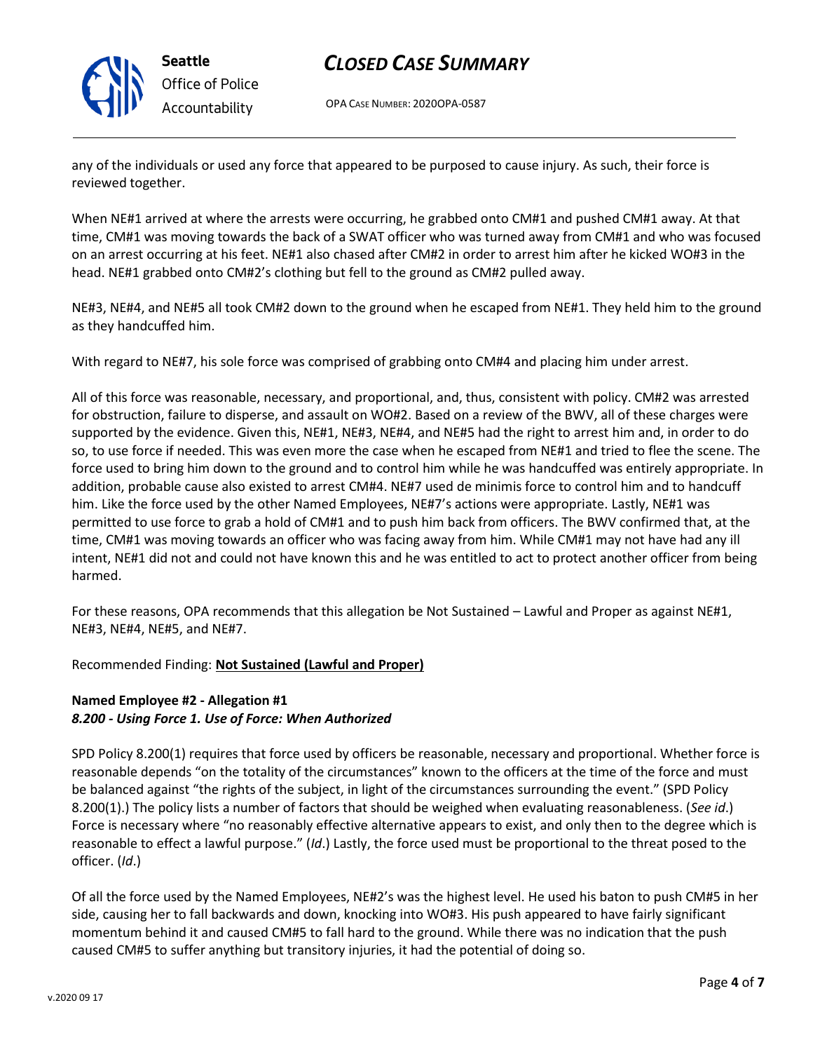any of the individuals or used any force that appeared to be purposed to cause injury. As such, their force is reviewed together.

When NE#1 arrived at where the arrests were occurring, he grabbed onto CM#1 and pushed CM#1 away. At that time, CM#1 was moving towards the back of a SWAT officer who was turned away from CM#1 and who was focused on an arrest occurring at his feet. NE#1 also chased after CM#2 in order to arrest him after he kicked WO#3 in the head. NE#1 grabbed onto CM#2's clothing but fell to the ground as CM#2 pulled away.

NE#3, NE#4, and NE#5 all took CM#2 down to the ground when he escaped from NE#1. They held him to the ground as they handcuffed him.

With regard to NE#7, his sole force was comprised of grabbing onto CM#4 and placing him under arrest.

All of this force was reasonable, necessary, and proportional, and, thus, consistent with policy. CM#2 was arrested for obstruction, failure to disperse, and assault on WO#2. Based on a review of the BWV, all of these charges were supported by the evidence. Given this, NE#1, NE#3, NE#4, and NE#5 had the right to arrest him and, in order to do so, to use force if needed. This was even more the case when he escaped from NE#1 and tried to flee the scene. The force used to bring him down to the ground and to control him while he was handcuffed was entirely appropriate. In addition, probable cause also existed to arrest CM#4. NE#7 used de minimis force to control him and to handcuff him. Like the force used by the other Named Employees, NE#7's actions were appropriate. Lastly, NE#1 was permitted to use force to grab a hold of CM#1 and to push him back from officers. The BWV confirmed that, at the time, CM#1 was moving towards an officer who was facing away from him. While CM#1 may not have had any ill intent, NE#1 did not and could not have known this and he was entitled to act to protect another officer from being harmed.

For these reasons, OPA recommends that this allegation be Not Sustained – Lawful and Proper as against NE#1, NE#3, NE#4, NE#5, and NE#7.

Recommended Finding: **Not Sustained (Lawful and Proper)**

**Named Employee #2 - Allegation #1**
***8.200 - Using Force 1. Use of Force: When Authorized***

SPD Policy 8.200(1) requires that force used by officers be reasonable, necessary and proportional. Whether force is reasonable depends "on the totality of the circumstances" known to the officers at the time of the force and must be balanced against "the rights of the subject, in light of the circumstances surrounding the event." (SPD Policy 8.200(1).) The policy lists a number of factors that should be weighed when evaluating reasonableness. (*See id*.) Force is necessary where "no reasonably effective alternative appears to exist, and only then to the degree which is reasonable to effect a lawful purpose." (*Id*.) Lastly, the force used must be proportional to the threat posed to the officer. (*Id*.)

Of all the force used by the Named Employees, NE#2's was the highest level. He used his baton to push CM#5 in her side, causing her to fall backwards and down, knocking into WO#3. His push appeared to have fairly significant momentum behind it and caused CM#5 to fall hard to the ground. While there was no indication that the push caused CM#5 to suffer anything but transitory injuries, it had the potential of doing so.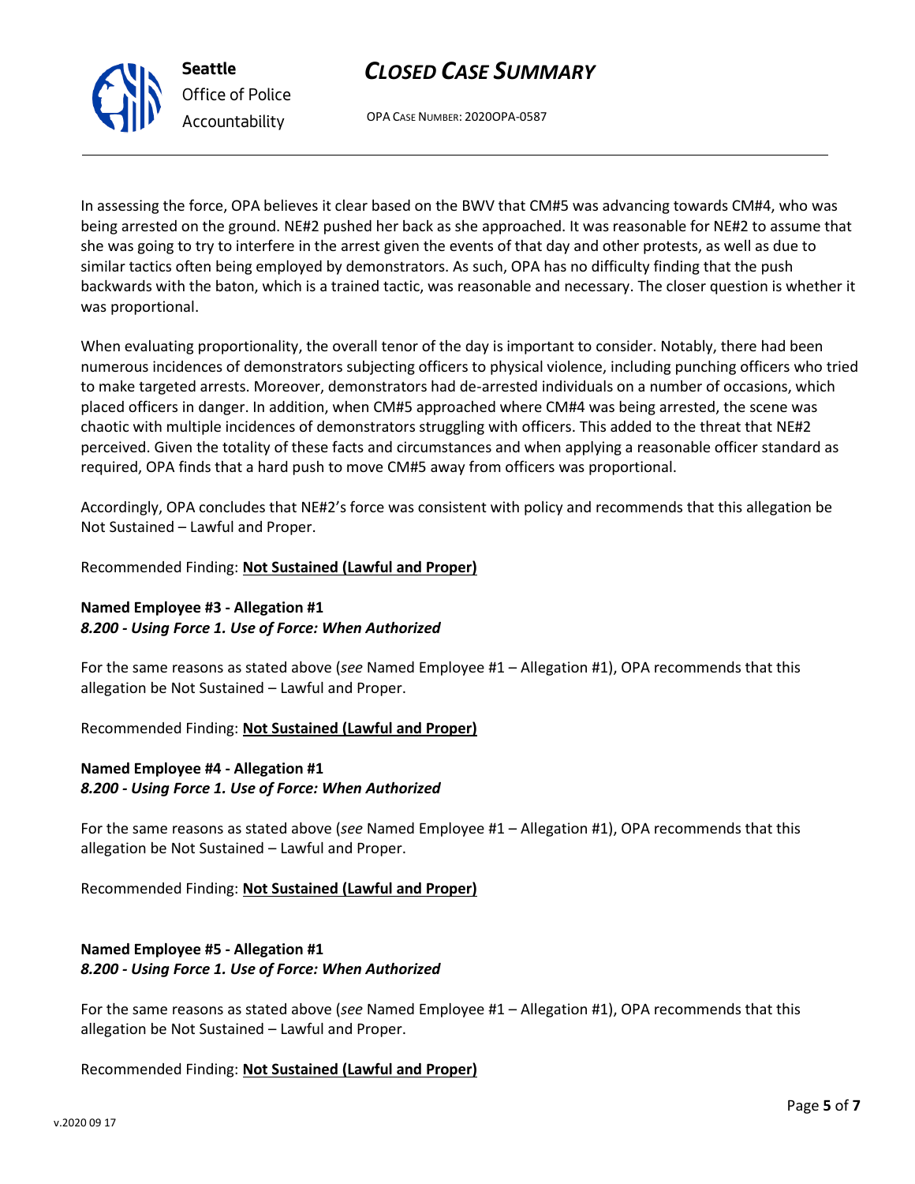In assessing the force, OPA believes it clear based on the BWV that CM#5 was advancing towards CM#4, who was being arrested on the ground. NE#2 pushed her back as she approached. It was reasonable for NE#2 to assume that she was going to try to interfere in the arrest given the events of that day and other protests, as well as due to similar tactics often being employed by demonstrators. As such, OPA has no difficulty finding that the push backwards with the baton, which is a trained tactic, was reasonable and necessary. The closer question is whether it was proportional.

When evaluating proportionality, the overall tenor of the day is important to consider. Notably, there had been numerous incidences of demonstrators subjecting officers to physical violence, including punching officers who tried to make targeted arrests. Moreover, demonstrators had de-arrested individuals on a number of occasions, which placed officers in danger. In addition, when CM#5 approached where CM#4 was being arrested, the scene was chaotic with multiple incidences of demonstrators struggling with officers. This added to the threat that NE#2 perceived. Given the totality of these facts and circumstances and when applying a reasonable officer standard as required, OPA finds that a hard push to move CM#5 away from officers was proportional.

Accordingly, OPA concludes that NE#2's force was consistent with policy and recommends that this allegation be Not Sustained – Lawful and Proper.

Recommended Finding: **Not Sustained (Lawful and Proper)**

**Named Employee #3 - Allegation #1**
***8.200 - Using Force 1. Use of Force: When Authorized***

For the same reasons as stated above (*see* Named Employee #1 – Allegation #1), OPA recommends that this allegation be Not Sustained – Lawful and Proper.

Recommended Finding: **Not Sustained (Lawful and Proper)**

**Named Employee #4 - Allegation #1**
***8.200 - Using Force 1. Use of Force: When Authorized***

For the same reasons as stated above (*see* Named Employee #1 – Allegation #1), OPA recommends that this allegation be Not Sustained – Lawful and Proper.

Recommended Finding: **Not Sustained (Lawful and Proper)**

**Named Employee #5 - Allegation #1**
***8.200 - Using Force 1. Use of Force: When Authorized***

For the same reasons as stated above (*see* Named Employee #1 – Allegation #1), OPA recommends that this allegation be Not Sustained – Lawful and Proper.

Recommended Finding: **Not Sustained (Lawful and Proper)**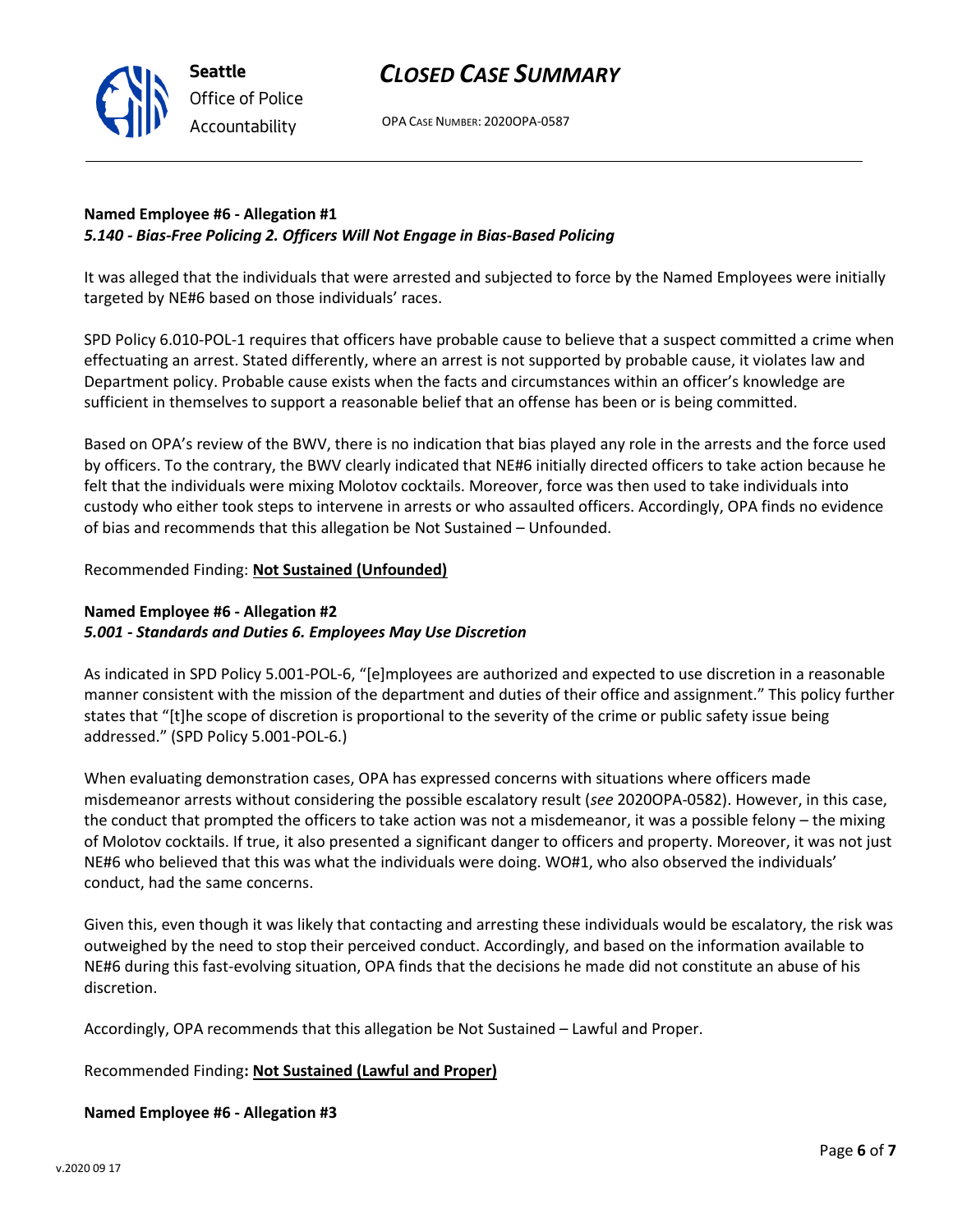**Named Employee #6 - Allegation #1**
***5.140 - Bias-Free Policing 2. Officers Will Not Engage in Bias-Based Policing***

It was alleged that the individuals that were arrested and subjected to force by the Named Employees were initially targeted by NE#6 based on those individuals' races.

SPD Policy 6.010-POL-1 requires that officers have probable cause to believe that a suspect committed a crime when effectuating an arrest. Stated differently, where an arrest is not supported by probable cause, it violates law and Department policy. Probable cause exists when the facts and circumstances within an officer's knowledge are sufficient in themselves to support a reasonable belief that an offense has been or is being committed.

Based on OPA's review of the BWV, there is no indication that bias played any role in the arrests and the force used by officers. To the contrary, the BWV clearly indicated that NE#6 initially directed officers to take action because he felt that the individuals were mixing Molotov cocktails. Moreover, force was then used to take individuals into custody who either took steps to intervene in arrests or who assaulted officers. Accordingly, OPA finds no evidence of bias and recommends that this allegation be Not Sustained – Unfounded.

Recommended Finding: **Not Sustained (Unfounded)**

**Named Employee #6 - Allegation #2**
***5.001 - Standards and Duties 6. Employees May Use Discretion***

As indicated in SPD Policy 5.001-POL-6, "[e]mployees are authorized and expected to use discretion in a reasonable manner consistent with the mission of the department and duties of their office and assignment." This policy further states that "[t]he scope of discretion is proportional to the severity of the crime or public safety issue being addressed." (SPD Policy 5.001-POL-6.)

When evaluating demonstration cases, OPA has expressed concerns with situations where officers made misdemeanor arrests without considering the possible escalatory result (*see* 2020OPA-0582). However, in this case, the conduct that prompted the officers to take action was not a misdemeanor, it was a possible felony – the mixing of Molotov cocktails. If true, it also presented a significant danger to officers and property. Moreover, it was not just NE#6 who believed that this was what the individuals were doing. WO#1, who also observed the individuals' conduct, had the same concerns.

Given this, even though it was likely that contacting and arresting these individuals would be escalatory, the risk was outweighed by the need to stop their perceived conduct. Accordingly, and based on the information available to NE#6 during this fast-evolving situation, OPA finds that the decisions he made did not constitute an abuse of his discretion.

Accordingly, OPA recommends that this allegation be Not Sustained – Lawful and Proper.

Recommended Finding**: Not Sustained (Lawful and Proper)**

**Named Employee #6 - Allegation #3**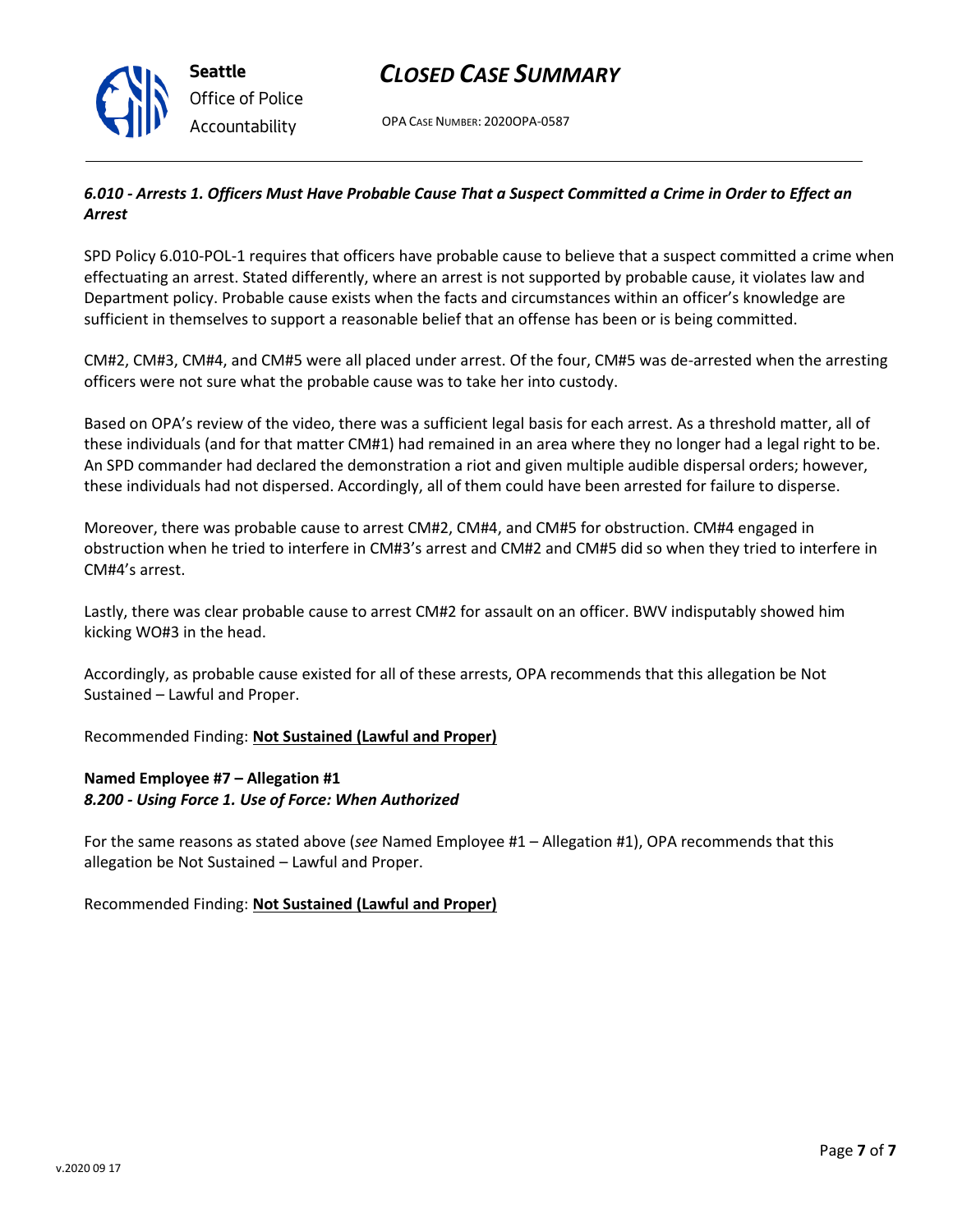*6.010 - Arrests 1. Officers Must Have Probable Cause That a Suspect Committed a Crime in Order to Effect an Arrest*

SPD Policy 6.010-POL-1 requires that officers have probable cause to believe that a suspect committed a crime when effectuating an arrest. Stated differently, where an arrest is not supported by probable cause, it violates law and Department policy. Probable cause exists when the facts and circumstances within an officer's knowledge are sufficient in themselves to support a reasonable belief that an offense has been or is being committed.

CM#2, CM#3, CM#4, and CM#5 were all placed under arrest. Of the four, CM#5 was de-arrested when the arresting officers were not sure what the probable cause was to take her into custody.

Based on OPA's review of the video, there was a sufficient legal basis for each arrest. As a threshold matter, all of these individuals (and for that matter CM#1) had remained in an area where they no longer had a legal right to be. An SPD commander had declared the demonstration a riot and given multiple audible dispersal orders; however, these individuals had not dispersed. Accordingly, all of them could have been arrested for failure to disperse.

Moreover, there was probable cause to arrest CM#2, CM#4, and CM#5 for obstruction. CM#4 engaged in obstruction when he tried to interfere in CM#3's arrest and CM#2 and CM#5 did so when they tried to interfere in CM#4's arrest.

Lastly, there was clear probable cause to arrest CM#2 for assault on an officer. BWV indisputably showed him kicking WO#3 in the head.

Accordingly, as probable cause existed for all of these arrests, OPA recommends that this allegation be Not Sustained – Lawful and Proper.

Recommended Finding: **Not Sustained (Lawful and Proper)**

**Named Employee #7 – Allegation #1**
***8.200 - Using Force 1. Use of Force: When Authorized***

For the same reasons as stated above (*see* Named Employee #1 – Allegation #1), OPA recommends that this allegation be Not Sustained – Lawful and Proper.

Recommended Finding: **Not Sustained (Lawful and Proper)**